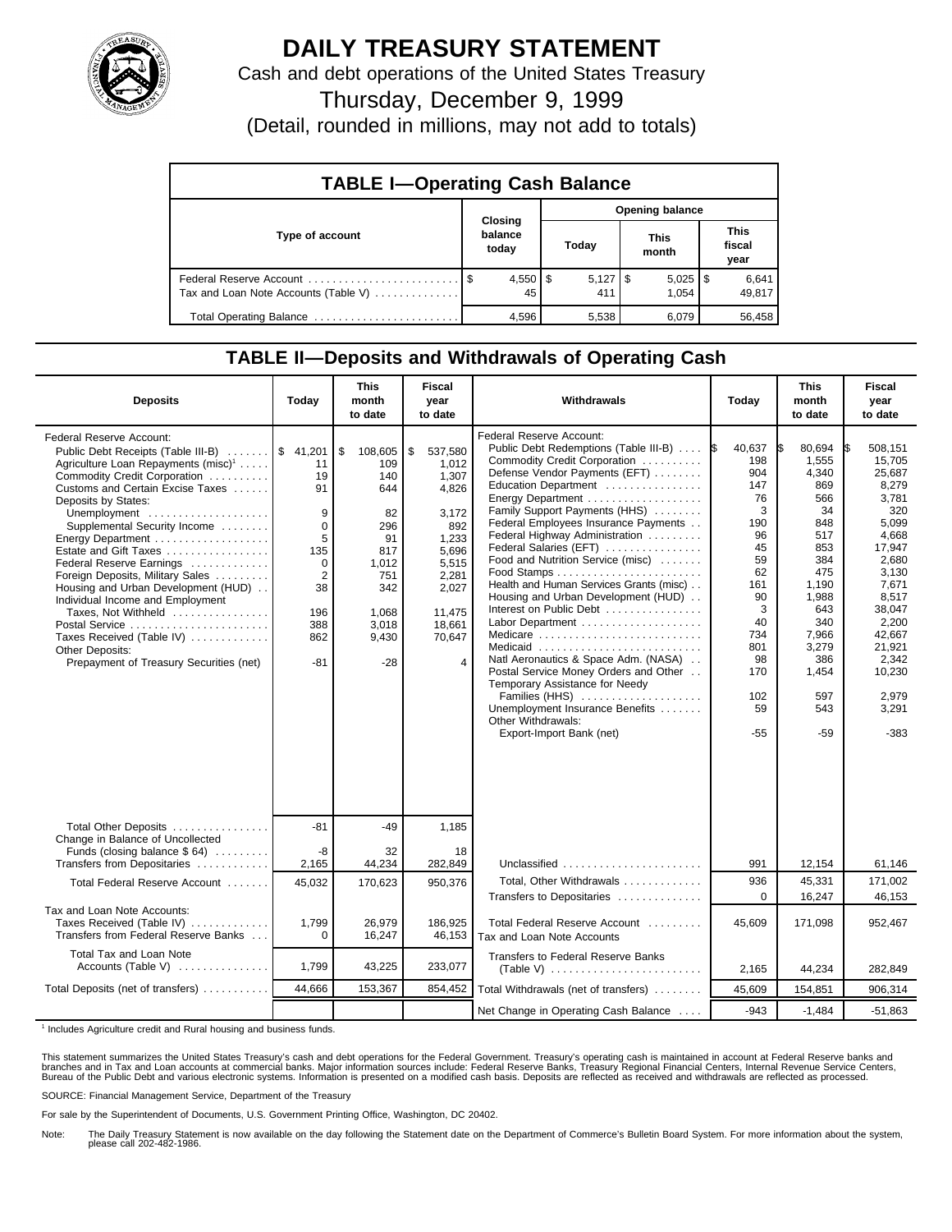# DAILY TREASURY STATEMENT

Cash and debt operations of the United States Treasury

Thursday, December 9, 1999

(Detail, rounded in millions, may not add to totals)

## TABLE I—Operating Cash Balance

| Type of account | Closing balance today | Opening balance: Today | Opening balance: This month | Opening balance: This fiscal year |
|---|---|---|---|---|
| Federal Reserve Account | $ 4,550 | $ 5,127 | $ 5,025 | $ 6,641 |
| Tax and Loan Note Accounts (Table V) | 45 | 411 | 1,054 | 49,817 |
| Total Operating Balance | 4,596 | 5,538 | 6,079 | 56,458 |

## TABLE II—Deposits and Withdrawals of Operating Cash

| Deposits | Today | This month to date | Fiscal year to date |
|---|---|---|---|
| Federal Reserve Account: | | | |
| Public Debt Receipts (Table III-B) | $ 41,201 | $ 108,605 | $ 537,580 |
| Agriculture Loan Repayments (misc)[1] | 11 | 109 | 1,012 |
| Commodity Credit Corporation | 19 | 140 | 1,307 |
| Customs and Certain Excise Taxes | 91 | 644 | 4,826 |
| Deposits by States: | | | |
| Unemployment | 9 | 82 | 3,172 |
| Supplemental Security Income | 0 | 296 | 892 |
| Energy Department | 5 | 91 | 1,233 |
| Estate and Gift Taxes | 135 | 817 | 5,696 |
| Federal Reserve Earnings | 0 | 1,012 | 5,515 |
| Foreign Deposits, Military Sales | 2 | 751 | 2,281 |
| Housing and Urban Development (HUD) | 38 | 342 | 2,027 |
| Individual Income and Employment Taxes, Not Withheld | 196 | 1,068 | 11,475 |
| Postal Service | 388 | 3,018 | 18,661 |
| Taxes Received (Table IV) | 862 | 9,430 | 70,647 |
| Other Deposits: | | | |
| Prepayment of Treasury Securities (net) | -81 | -28 | 4 |
| Total Other Deposits | -81 | -49 | 1,185 |
| Change in Balance of Uncollected Funds (closing balance $ 64) | -8 | 32 | 18 |
| Transfers from Depositaries | 2,165 | 44,234 | 282,849 |
| Total Federal Reserve Account | 45,032 | 170,623 | 950,376 |
| Tax and Loan Note Accounts: | | | |
| Taxes Received (Table IV) | 1,799 | 26,979 | 186,925 |
| Transfers from Federal Reserve Banks | 0 | 16,247 | 46,153 |
| Total Tax and Loan Note Accounts (Table V) | 1,799 | 43,225 | 233,077 |
| Total Deposits (net of transfers) | 44,666 | 153,367 | 854,452 |

| Withdrawals | Today | This month to date | Fiscal year to date |
|---|---|---|---|
| Federal Reserve Account: | | | |
| Public Debt Redemptions (Table III-B) | $ 40,637 | $ 80,694 | $ 508,151 |
| Commodity Credit Corporation | 198 | 1,555 | 15,705 |
| Defense Vendor Payments (EFT) | 904 | 4,340 | 25,687 |
| Education Department | 147 | 869 | 8,279 |
| Energy Department | 76 | 566 | 3,781 |
| Family Support Payments (HHS) | 3 | 34 | 320 |
| Federal Employees Insurance Payments | 190 | 848 | 5,099 |
| Federal Highway Administration | 96 | 517 | 4,668 |
| Federal Salaries (EFT) | 45 | 853 | 17,947 |
| Food and Nutrition Service (misc) | 59 | 384 | 2,680 |
| Food Stamps | 62 | 475 | 3,130 |
| Health and Human Services Grants (misc) | 161 | 1,190 | 7,671 |
| Housing and Urban Development (HUD) | 90 | 1,988 | 8,517 |
| Interest on Public Debt | 3 | 643 | 38,047 |
| Labor Department | 40 | 340 | 2,200 |
| Medicare | 734 | 7,966 | 42,667 |
| Medicaid | 801 | 3,279 | 21,921 |
| Natl Aeronautics & Space Adm. (NASA) | 98 | 386 | 2,342 |
| Postal Service Money Orders and Other | 170 | 1,454 | 10,230 |
| Temporary Assistance for Needy Families (HHS) | 102 | 597 | 2,979 |
| Unemployment Insurance Benefits | 59 | 543 | 3,291 |
| Other Withdrawals: | | | |
| Export-Import Bank (net) | -55 | -59 | -383 |
| Unclassified | 991 | 12,154 | 61,146 |
| Total, Other Withdrawals | 936 | 45,331 | 171,002 |
| Transfers to Depositaries | 0 | 16,247 | 46,153 |
| Total Federal Reserve Account | 45,609 | 171,098 | 952,467 |
| Tax and Loan Note Accounts | | | |
| Transfers to Federal Reserve Banks (Table V) | 2,165 | 44,234 | 282,849 |
| Total Withdrawals (net of transfers) | 45,609 | 154,851 | 906,314 |
| Net Change in Operating Cash Balance | -943 | -1,484 | -51,863 |

[1] Includes Agriculture credit and Rural housing and business funds.

This statement summarizes the United States Treasury's cash and debt operations for the Federal Government. Treasury's operating cash is maintained in account at Federal Reserve banks and branches and in Tax and Loan accounts at commercial banks. Major information sources include: Federal Reserve Banks, Treasury Regional Financial Centers, Internal Revenue Service Centers, Bureau of the Public Debt and various electronic systems. Information is presented on a modified cash basis. Deposits are reflected as received and withdrawals are reflected as processed.

SOURCE: Financial Management Service, Department of the Treasury

For sale by the Superintendent of Documents, U.S. Government Printing Office, Washington, DC 20402.

Note: The Daily Treasury Statement is now available on the day following the Statement date on the Department of Commerce's Bulletin Board System. For more information about the system, please call 202-482-1986.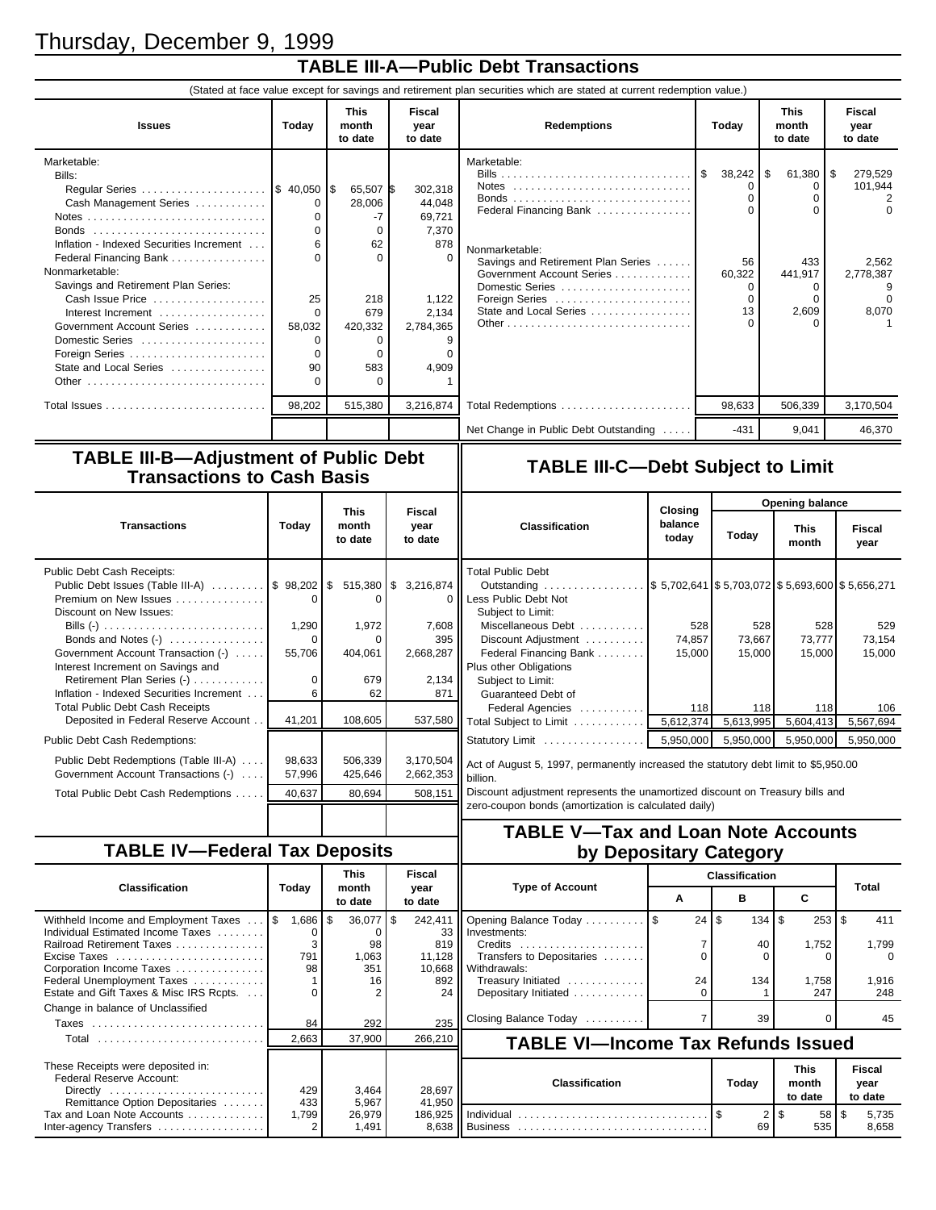Thursday, December 9, 1999

## TABLE III-A—Public Debt Transactions

(Stated at face value except for savings and retirement plan securities which are stated at current redemption value.)

| Issues | Today | This month to date | Fiscal year to date |
|---|---|---|---|
| Marketable: | | | |
| Bills: | | | |
| Regular Series | $ 40,050 | $ 65,507 | $ 302,318 |
| Cash Management Series | 0 | 28,006 | 44,048 |
| Notes | 0 | -7 | 69,721 |
| Bonds | 0 | 0 | 7,370 |
| Inflation - Indexed Securities Increment | 6 | 62 | 878 |
| Federal Financing Bank | 0 | 0 | 0 |
| Nonmarketable: | | | |
| Savings and Retirement Plan Series: | | | |
| Cash Issue Price | 25 | 218 | 1,122 |
| Interest Increment | 0 | 679 | 2,134 |
| Government Account Series | 58,032 | 420,332 | 2,784,365 |
| Domestic Series | 0 | 0 | 9 |
| Foreign Series | 0 | 0 | 0 |
| State and Local Series | 90 | 583 | 4,909 |
| Other | 0 | 0 | 1 |
| Total Issues | 98,202 | 515,380 | 3,216,874 |

| Redemptions | Today | This month to date | Fiscal year to date |
|---|---|---|---|
| Marketable: | | | |
| Bills | $ 38,242 | $ 61,380 | $ 279,529 |
| Notes | 0 | 0 | 101,944 |
| Bonds | 0 | 0 | 2 |
| Federal Financing Bank | 0 | 0 | 0 |
| Nonmarketable: | | | |
| Savings and Retirement Plan Series | 56 | 433 | 2,562 |
| Government Account Series | 60,322 | 441,917 | 2,778,387 |
| Domestic Series | 0 | 0 | 9 |
| Foreign Series | 0 | 0 | 0 |
| State and Local Series | 13 | 2,609 | 8,070 |
| Other | 0 | 0 | 1 |
| Total Redemptions | 98,633 | 506,339 | 3,170,504 |
| Net Change in Public Debt Outstanding | -431 | 9,041 | 46,370 |

## TABLE III-B—Adjustment of Public Debt Transactions to Cash Basis

| Transactions | Today | This month to date | Fiscal year to date |
|---|---|---|---|
| Public Debt Cash Receipts: | | | |
| Public Debt Issues (Table III-A) | $ 98,202 | $ 515,380 | $ 3,216,874 |
| Premium on New Issues | 0 | 0 | 0 |
| Discount on New Issues: | | | |
| Bills (-) | 1,290 | 1,972 | 7,608 |
| Bonds and Notes (-) | 0 | 0 | 395 |
| Government Account Transaction (-) | 55,706 | 404,061 | 2,668,287 |
| Interest Increment on Savings and Retirement Plan Series (-) | 0 | 679 | 2,134 |
| Inflation - Indexed Securities Increment | 6 | 62 | 871 |
| Total Public Debt Cash Receipts Deposited in Federal Reserve Account | 41,201 | 108,605 | 537,580 |
| Public Debt Cash Redemptions: | | | |
| Public Debt Redemptions (Table III-A) | 98,633 | 506,339 | 3,170,504 |
| Government Account Transactions (-) | 57,996 | 425,646 | 2,662,353 |
| Total Public Debt Cash Redemptions | 40,637 | 80,694 | 508,151 |

## TABLE III-C—Debt Subject to Limit

| Classification | Closing balance today | Opening balance Today | Opening balance This month | Opening balance Fiscal year |
|---|---|---|---|---|
| Total Public Debt Outstanding | $ 5,702,641 | $ 5,703,072 | $ 5,693,600 | $ 5,656,271 |
| Less Public Debt Not Subject to Limit: | | | | |
| Miscellaneous Debt | 528 | 528 | 528 | 529 |
| Discount Adjustment | 74,857 | 73,667 | 73,777 | 73,154 |
| Federal Financing Bank | 15,000 | 15,000 | 15,000 | 15,000 |
| Plus other Obligations Subject to Limit: | | | | |
| Guaranteed Debt of Federal Agencies | 118 | 118 | 118 | 106 |
| Total Subject to Limit | 5,612,374 | 5,613,995 | 5,604,413 | 5,567,694 |
| Statutory Limit | 5,950,000 | 5,950,000 | 5,950,000 | 5,950,000 |

Act of August 5, 1997, permanently increased the statutory debt limit to $5,950.00 billion.

Discount adjustment represents the unamortized discount on Treasury bills and zero-coupon bonds (amortization is calculated daily)

## TABLE IV—Federal Tax Deposits

| Classification | Today | This month to date | Fiscal year to date |
|---|---|---|---|
| Withheld Income and Employment Taxes | $ 1,686 | $ 36,077 | $ 242,411 |
| Individual Estimated Income Taxes | 0 | 0 | 33 |
| Railroad Retirement Taxes | 3 | 98 | 819 |
| Excise Taxes | 791 | 1,063 | 11,128 |
| Corporation Income Taxes | 98 | 351 | 10,668 |
| Federal Unemployment Taxes | 1 | 16 | 892 |
| Estate and Gift Taxes & Misc IRS Rcpts. | 0 | 2 | 24 |
| Change in balance of Unclassified Taxes | 84 | 292 | 235 |
| Total | 2,663 | 37,900 | 266,210 |
| These Receipts were deposited in: | | | |
| Federal Reserve Account: | | | |
| Directly | 429 | 3,464 | 28,697 |
| Remittance Option Depositaries | 433 | 5,967 | 41,950 |
| Tax and Loan Note Accounts | 1,799 | 26,979 | 186,925 |
| Inter-agency Transfers | 2 | 1,491 | 8,638 |

## TABLE V—Tax and Loan Note Accounts by Depositary Category

| Type of Account | Classification A | Classification B | Classification C | Total |
|---|---|---|---|---|
| Opening Balance Today | $ 24 | $ 134 | $ 253 | $ 411 |
| Investments: | | | | |
| Credits | 7 | 40 | 1,752 | 1,799 |
| Transfers to Depositaries | 0 | 0 | 0 | 0 |
| Withdrawals: | | | | |
| Treasury Initiated | 24 | 134 | 1,758 | 1,916 |
| Depositary Initiated | 0 | 1 | 247 | 248 |
| Closing Balance Today | 7 | 39 | 0 | 45 |

## TABLE VI—Income Tax Refunds Issued

| Classification | Today | This month to date | Fiscal year to date |
|---|---|---|---|
| Individual | $ 2 | $ 58 | $ 5,735 |
| Business | 69 | 535 | 8,658 |